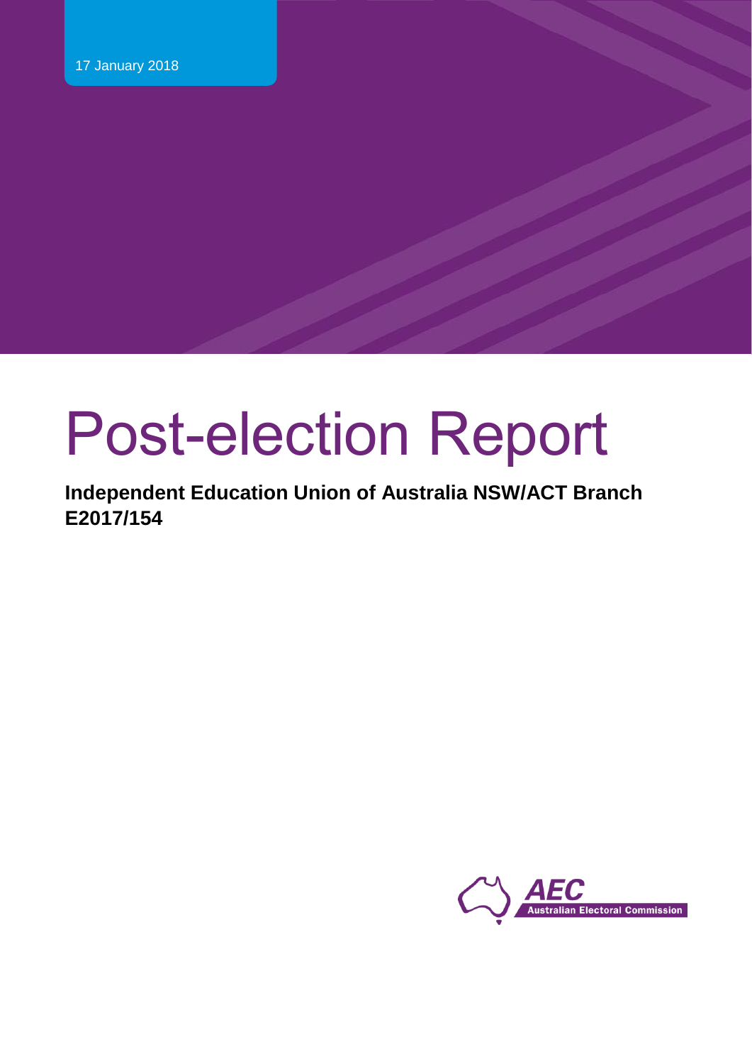17 January 2018

# Post-election Report

**Independent Education Union of Australia NSW/ACT Branch**
**E2017/154**

AEC
Australian Electoral Commission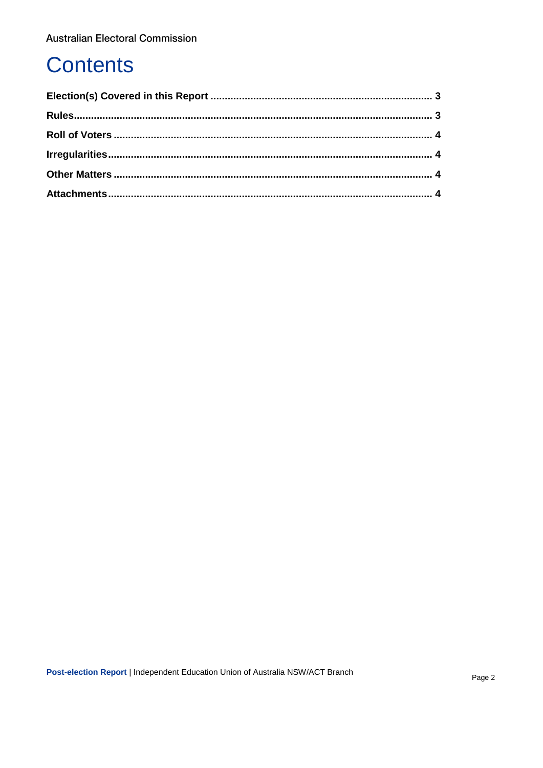# Contents

**Election(s) Covered in this Report** .......... 3

**Rules** .......... 3

**Roll of Voters** .......... 4

**Irregularities** .......... 4

**Other Matters** .......... 4

**Attachments** .......... 4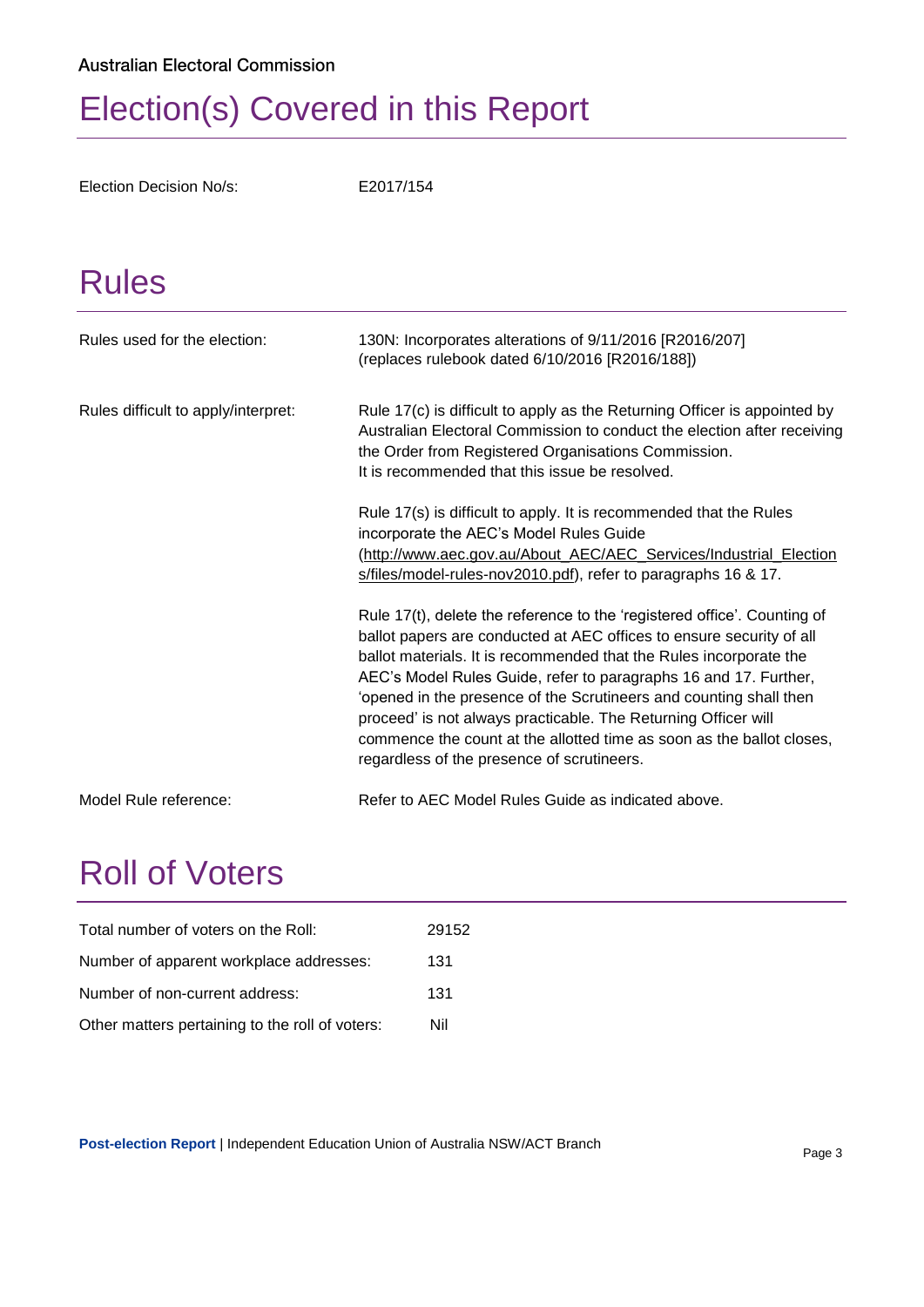# Election(s) Covered in this Report

| | |
|---|---|
| Election Decision No/s: | E2017/154 |

# Rules

| | |
|---|---|
| Rules used for the election: | 130N: Incorporates alterations of 9/11/2016 [R2016/207] (replaces rulebook dated 6/10/2016 [R2016/188]) |
| Rules difficult to apply/interpret: | Rule 17(c) is difficult to apply as the Returning Officer is appointed by Australian Electoral Commission to conduct the election after receiving the Order from Registered Organisations Commission. It is recommended that this issue be resolved.<br><br>Rule 17(s) is difficult to apply. It is recommended that the Rules incorporate the AEC's Model Rules Guide (http://www.aec.gov.au/About_AEC/AEC_Services/Industrial_Elections/files/model-rules-nov2010.pdf), refer to paragraphs 16 & 17.<br><br>Rule 17(t), delete the reference to the 'registered office'. Counting of ballot papers are conducted at AEC offices to ensure security of all ballot materials. It is recommended that the Rules incorporate the AEC's Model Rules Guide, refer to paragraphs 16 and 17. Further, 'opened in the presence of the Scrutineers and counting shall then proceed' is not always practicable. The Returning Officer will commence the count at the allotted time as soon as the ballot closes, regardless of the presence of scrutineers. |
| Model Rule reference: | Refer to AEC Model Rules Guide as indicated above. |

# Roll of Voters

| | |
|---|---|
| Total number of voters on the Roll: | 29152 |
| Number of apparent workplace addresses: | 131 |
| Number of non-current address: | 131 |
| Other matters pertaining to the roll of voters: | Nil |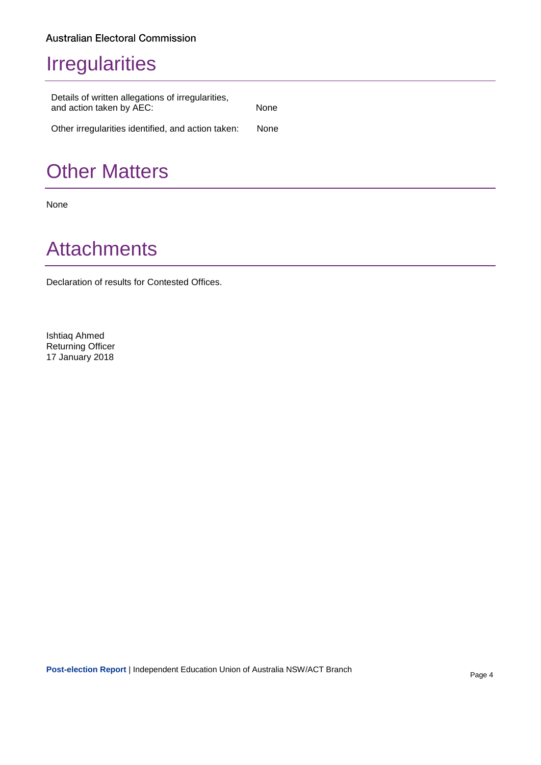## Irregularities

| | |
|---|---|
| Details of written allegations of irregularities, and action taken by AEC: | None |
| Other irregularities identified, and action taken: | None |

## Other Matters

None

## Attachments

Declaration of results for Contested Offices.

Ishtiaq Ahmed
Returning Officer
17 January 2018